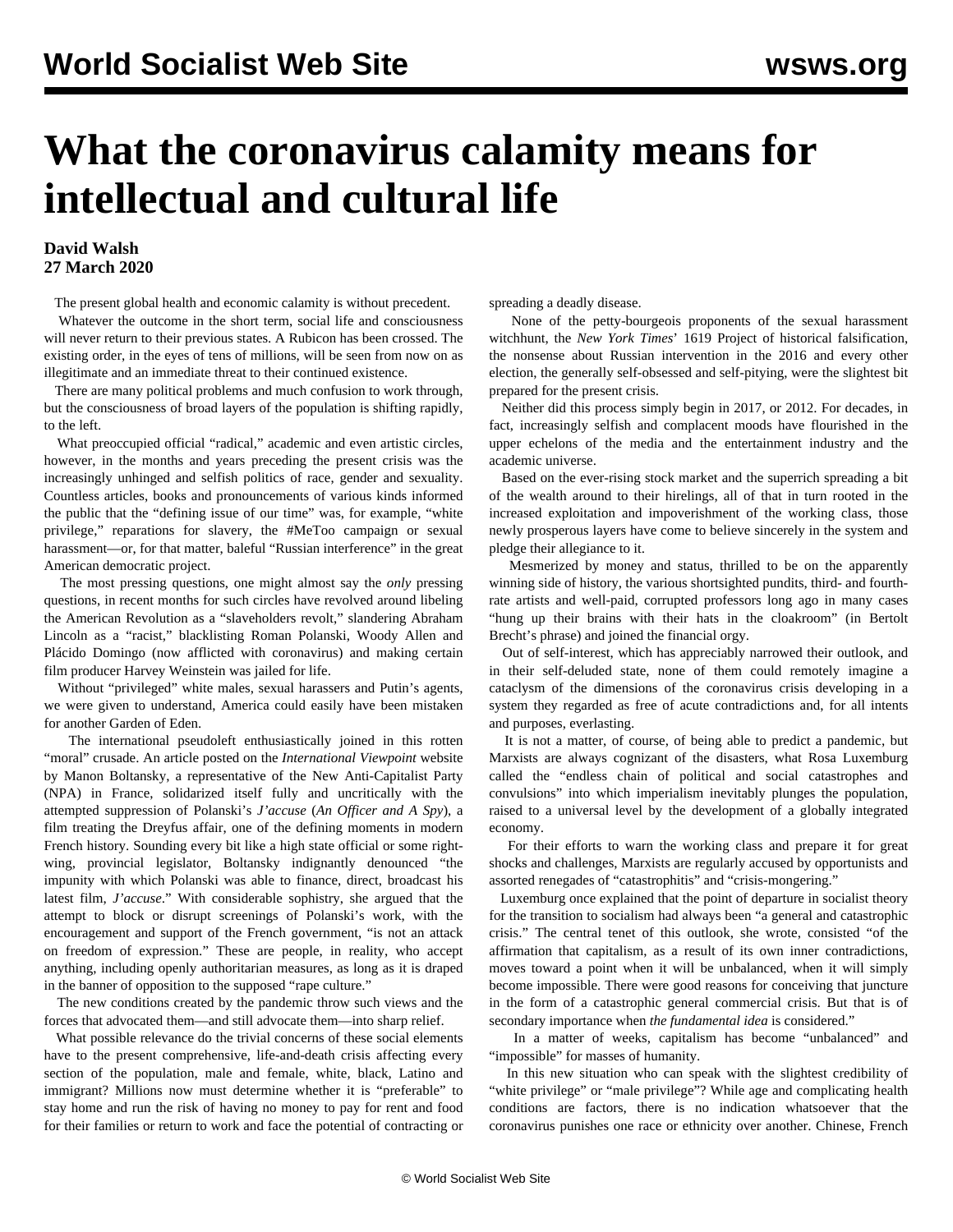# What the coronavirus calamity means for intellectual and cultural life

**David Walsh**
**27 March 2020**

The present global health and economic calamity is without precedent.

Whatever the outcome in the short term, social life and consciousness will never return to their previous states. A Rubicon has been crossed. The existing order, in the eyes of tens of millions, will be seen from now on as illegitimate and an immediate threat to their continued existence.

There are many political problems and much confusion to work through, but the consciousness of broad layers of the population is shifting rapidly, to the left.

What preoccupied official "radical," academic and even artistic circles, however, in the months and years preceding the present crisis was the increasingly unhinged and selfish politics of race, gender and sexuality. Countless articles, books and pronouncements of various kinds informed the public that the "defining issue of our time" was, for example, "white privilege," reparations for slavery, the #MeToo campaign or sexual harassment—or, for that matter, baleful "Russian interference" in the great American democratic project.

The most pressing questions, one might almost say the *only* pressing questions, in recent months for such circles have revolved around libeling the American Revolution as a "slaveholders revolt," slandering Abraham Lincoln as a "racist," blacklisting Roman Polanski, Woody Allen and Plácido Domingo (now afflicted with coronavirus) and making certain film producer Harvey Weinstein was jailed for life.

Without "privileged" white males, sexual harassers and Putin's agents, we were given to understand, America could easily have been mistaken for another Garden of Eden.

The international pseudoleft enthusiastically joined in this rotten "moral" crusade. An article posted on the *International Viewpoint* website by Manon Boltansky, a representative of the New Anti-Capitalist Party (NPA) in France, solidarized itself fully and uncritically with the attempted suppression of Polanski's *J'accuse* (*An Officer and A Spy*), a film treating the Dreyfus affair, one of the defining moments in modern French history. Sounding every bit like a high state official or some right-wing, provincial legislator, Boltansky indignantly denounced "the impunity with which Polanski was able to finance, direct, broadcast his latest film, *J'accuse*." With considerable sophistry, she argued that the attempt to block or disrupt screenings of Polanski's work, with the encouragement and support of the French government, "is not an attack on freedom of expression." These are people, in reality, who accept anything, including openly authoritarian measures, as long as it is draped in the banner of opposition to the supposed "rape culture."

The new conditions created by the pandemic throw such views and the forces that advocated them—and still advocate them—into sharp relief.

What possible relevance do the trivial concerns of these social elements have to the present comprehensive, life-and-death crisis affecting every section of the population, male and female, white, black, Latino and immigrant? Millions now must determine whether it is "preferable" to stay home and run the risk of having no money to pay for rent and food for their families or return to work and face the potential of contracting or spreading a deadly disease.

None of the petty-bourgeois proponents of the sexual harassment witchhunt, the *New York Times*' 1619 Project of historical falsification, the nonsense about Russian intervention in the 2016 and every other election, the generally self-obsessed and self-pitying, were the slightest bit prepared for the present crisis.

Neither did this process simply begin in 2017, or 2012. For decades, in fact, increasingly selfish and complacent moods have flourished in the upper echelons of the media and the entertainment industry and the academic universe.

Based on the ever-rising stock market and the superrich spreading a bit of the wealth around to their hirelings, all of that in turn rooted in the increased exploitation and impoverishment of the working class, those newly prosperous layers have come to believe sincerely in the system and pledge their allegiance to it.

Mesmerized by money and status, thrilled to be on the apparently winning side of history, the various shortsighted pundits, third- and fourth-rate artists and well-paid, corrupted professors long ago in many cases "hung up their brains with their hats in the cloakroom" (in Bertolt Brecht's phrase) and joined the financial orgy.

Out of self-interest, which has appreciably narrowed their outlook, and in their self-deluded state, none of them could remotely imagine a cataclysm of the dimensions of the coronavirus crisis developing in a system they regarded as free of acute contradictions and, for all intents and purposes, everlasting.

It is not a matter, of course, of being able to predict a pandemic, but Marxists are always cognizant of the disasters, what Rosa Luxemburg called the "endless chain of political and social catastrophes and convulsions" into which imperialism inevitably plunges the population, raised to a universal level by the development of a globally integrated economy.

For their efforts to warn the working class and prepare it for great shocks and challenges, Marxists are regularly accused by opportunists and assorted renegades of "catastrophitis" and "crisis-mongering."

Luxemburg once explained that the point of departure in socialist theory for the transition to socialism had always been "a general and catastrophic crisis." The central tenet of this outlook, she wrote, consisted "of the affirmation that capitalism, as a result of its own inner contradictions, moves toward a point when it will be unbalanced, when it will simply become impossible. There were good reasons for conceiving that juncture in the form of a catastrophic general commercial crisis. But that is of secondary importance when *the fundamental idea* is considered."

In a matter of weeks, capitalism has become "unbalanced" and "impossible" for masses of humanity.

In this new situation who can speak with the slightest credibility of "white privilege" or "male privilege"? While age and complicating health conditions are factors, there is no indication whatsoever that the coronavirus punishes one race or ethnicity over another. Chinese, French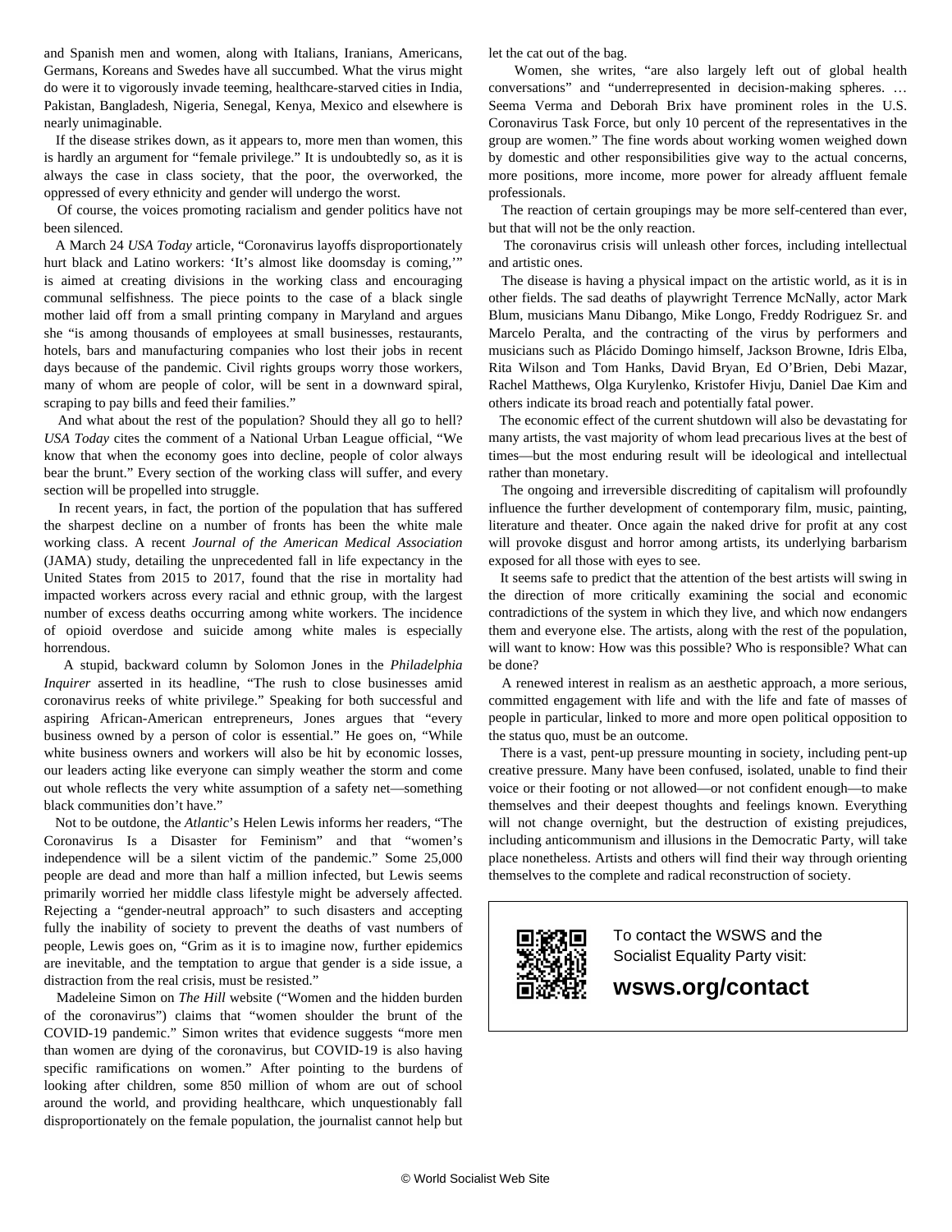and Spanish men and women, along with Italians, Iranians, Americans, Germans, Koreans and Swedes have all succumbed. What the virus might do were it to vigorously invade teeming, healthcare-starved cities in India, Pakistan, Bangladesh, Nigeria, Senegal, Kenya, Mexico and elsewhere is nearly unimaginable.

If the disease strikes down, as it appears to, more men than women, this is hardly an argument for "female privilege." It is undoubtedly so, as it is always the case in class society, that the poor, the overworked, the oppressed of every ethnicity and gender will undergo the worst.

Of course, the voices promoting racialism and gender politics have not been silenced.

A March 24 *USA Today* article, "Coronavirus layoffs disproportionately hurt black and Latino workers: 'It's almost like doomsday is coming,'" is aimed at creating divisions in the working class and encouraging communal selfishness. The piece points to the case of a black single mother laid off from a small printing company in Maryland and argues she "is among thousands of employees at small businesses, restaurants, hotels, bars and manufacturing companies who lost their jobs in recent days because of the pandemic. Civil rights groups worry those workers, many of whom are people of color, will be sent in a downward spiral, scraping to pay bills and feed their families."

And what about the rest of the population? Should they all go to hell? *USA Today* cites the comment of a National Urban League official, "We know that when the economy goes into decline, people of color always bear the brunt." Every section of the working class will suffer, and every section will be propelled into struggle.

In recent years, in fact, the portion of the population that has suffered the sharpest decline on a number of fronts has been the white male working class. A recent *Journal of the American Medical Association* (JAMA) study, detailing the unprecedented fall in life expectancy in the United States from 2015 to 2017, found that the rise in mortality had impacted workers across every racial and ethnic group, with the largest number of excess deaths occurring among white workers. The incidence of opioid overdose and suicide among white males is especially horrendous.

A stupid, backward column by Solomon Jones in the *Philadelphia Inquirer* asserted in its headline, "The rush to close businesses amid coronavirus reeks of white privilege." Speaking for both successful and aspiring African-American entrepreneurs, Jones argues that "every business owned by a person of color is essential." He goes on, "While white business owners and workers will also be hit by economic losses, our leaders acting like everyone can simply weather the storm and come out whole reflects the very white assumption of a safety net—something black communities don't have."

Not to be outdone, the *Atlantic*'s Helen Lewis informs her readers, "The Coronavirus Is a Disaster for Feminism" and that "women's independence will be a silent victim of the pandemic." Some 25,000 people are dead and more than half a million infected, but Lewis seems primarily worried her middle class lifestyle might be adversely affected. Rejecting a "gender-neutral approach" to such disasters and accepting fully the inability of society to prevent the deaths of vast numbers of people, Lewis goes on, "Grim as it is to imagine now, further epidemics are inevitable, and the temptation to argue that gender is a side issue, a distraction from the real crisis, must be resisted."

Madeleine Simon on *The Hill* website ("Women and the hidden burden of the coronavirus") claims that "women shoulder the brunt of the COVID-19 pandemic." Simon writes that evidence suggests "more men than women are dying of the coronavirus, but COVID-19 is also having specific ramifications on women." After pointing to the burdens of looking after children, some 850 million of whom are out of school around the world, and providing healthcare, which unquestionably fall disproportionately on the female population, the journalist cannot help but let the cat out of the bag.

Women, she writes, "are also largely left out of global health conversations" and "underrepresented in decision-making spheres. … Seema Verma and Deborah Brix have prominent roles in the U.S. Coronavirus Task Force, but only 10 percent of the representatives in the group are women." The fine words about working women weighed down by domestic and other responsibilities give way to the actual concerns, more positions, more income, more power for already affluent female professionals.

The reaction of certain groupings may be more self-centered than ever, but that will not be the only reaction.

The coronavirus crisis will unleash other forces, including intellectual and artistic ones.

The disease is having a physical impact on the artistic world, as it is in other fields. The sad deaths of playwright Terrence McNally, actor Mark Blum, musicians Manu Dibango, Mike Longo, Freddy Rodriguez Sr. and Marcelo Peralta, and the contracting of the virus by performers and musicians such as Plácido Domingo himself, Jackson Browne, Idris Elba, Rita Wilson and Tom Hanks, David Bryan, Ed O'Brien, Debi Mazar, Rachel Matthews, Olga Kurylenko, Kristofer Hivju, Daniel Dae Kim and others indicate its broad reach and potentially fatal power.

The economic effect of the current shutdown will also be devastating for many artists, the vast majority of whom lead precarious lives at the best of times—but the most enduring result will be ideological and intellectual rather than monetary.

The ongoing and irreversible discrediting of capitalism will profoundly influence the further development of contemporary film, music, painting, literature and theater. Once again the naked drive for profit at any cost will provoke disgust and horror among artists, its underlying barbarism exposed for all those with eyes to see.

It seems safe to predict that the attention of the best artists will swing in the direction of more critically examining the social and economic contradictions of the system in which they live, and which now endangers them and everyone else. The artists, along with the rest of the population, will want to know: How was this possible? Who is responsible? What can be done?

A renewed interest in realism as an aesthetic approach, a more serious, committed engagement with life and with the life and fate of masses of people in particular, linked to more and more open political opposition to the status quo, must be an outcome.

There is a vast, pent-up pressure mounting in society, including pent-up creative pressure. Many have been confused, isolated, unable to find their voice or their footing or not allowed—or not confident enough—to make themselves and their deepest thoughts and feelings known. Everything will not change overnight, but the destruction of existing prejudices, including anticommunism and illusions in the Democratic Party, will take place nonetheless. Artists and others will find their way through orienting themselves to the complete and radical reconstruction of society.

To contact the WSWS and the Socialist Equality Party visit:

**wsws.org/contact**